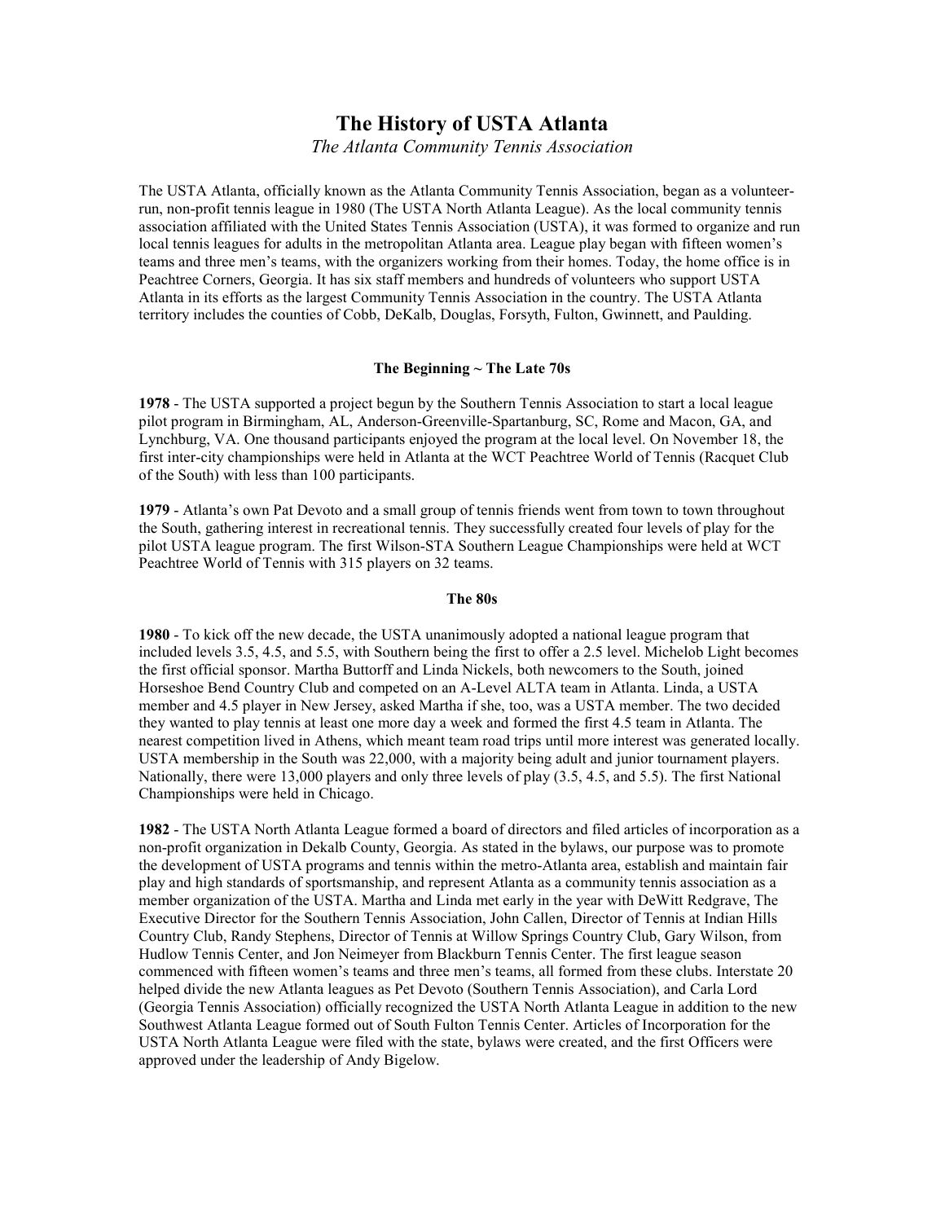# The History of USTA Atlanta

*The Atlanta Community Tennis Association*

The USTA Atlanta, officially known as the Atlanta Community Tennis Association, began as a volunteer-run, non-profit tennis league in 1980 (The USTA North Atlanta League). As the local community tennis association affiliated with the United States Tennis Association (USTA), it was formed to organize and run local tennis leagues for adults in the metropolitan Atlanta area. League play began with fifteen women's teams and three men's teams, with the organizers working from their homes. Today, the home office is in Peachtree Corners, Georgia. It has six staff members and hundreds of volunteers who support USTA Atlanta in its efforts as the largest Community Tennis Association in the country. The USTA Atlanta territory includes the counties of Cobb, DeKalb, Douglas, Forsyth, Fulton, Gwinnett, and Paulding.

### The Beginning ~ The Late 70s

**1978** - The USTA supported a project begun by the Southern Tennis Association to start a local league pilot program in Birmingham, AL, Anderson-Greenville-Spartanburg, SC, Rome and Macon, GA, and Lynchburg, VA. One thousand participants enjoyed the program at the local level. On November 18, the first inter-city championships were held in Atlanta at the WCT Peachtree World of Tennis (Racquet Club of the South) with less than 100 participants.

**1979** - Atlanta's own Pat Devoto and a small group of tennis friends went from town to town throughout the South, gathering interest in recreational tennis. They successfully created four levels of play for the pilot USTA league program. The first Wilson-STA Southern League Championships were held at WCT Peachtree World of Tennis with 315 players on 32 teams.

### The 80s

**1980** - To kick off the new decade, the USTA unanimously adopted a national league program that included levels 3.5, 4.5, and 5.5, with Southern being the first to offer a 2.5 level. Michelob Light becomes the first official sponsor. Martha Buttorff and Linda Nickels, both newcomers to the South, joined Horseshoe Bend Country Club and competed on an A-Level ALTA team in Atlanta. Linda, a USTA member and 4.5 player in New Jersey, asked Martha if she, too, was a USTA member. The two decided they wanted to play tennis at least one more day a week and formed the first 4.5 team in Atlanta. The nearest competition lived in Athens, which meant team road trips until more interest was generated locally. USTA membership in the South was 22,000, with a majority being adult and junior tournament players. Nationally, there were 13,000 players and only three levels of play (3.5, 4.5, and 5.5). The first National Championships were held in Chicago.

**1982** - The USTA North Atlanta League formed a board of directors and filed articles of incorporation as a non-profit organization in Dekalb County, Georgia. As stated in the bylaws, our purpose was to promote the development of USTA programs and tennis within the metro-Atlanta area, establish and maintain fair play and high standards of sportsmanship, and represent Atlanta as a community tennis association as a member organization of the USTA. Martha and Linda met early in the year with DeWitt Redgrave, The Executive Director for the Southern Tennis Association, John Callen, Director of Tennis at Indian Hills Country Club, Randy Stephens, Director of Tennis at Willow Springs Country Club, Gary Wilson, from Hudlow Tennis Center, and Jon Neimeyer from Blackburn Tennis Center. The first league season commenced with fifteen women's teams and three men's teams, all formed from these clubs. Interstate 20 helped divide the new Atlanta leagues as Pet Devoto (Southern Tennis Association), and Carla Lord (Georgia Tennis Association) officially recognized the USTA North Atlanta League in addition to the new Southwest Atlanta League formed out of South Fulton Tennis Center. Articles of Incorporation for the USTA North Atlanta League were filed with the state, bylaws were created, and the first Officers were approved under the leadership of Andy Bigelow.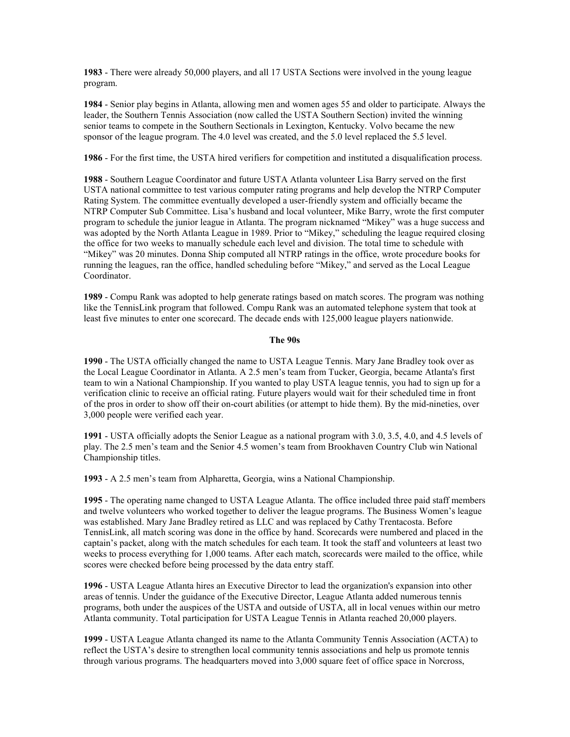**1983** - There were already 50,000 players, and all 17 USTA Sections were involved in the young league program.

**1984** - Senior play begins in Atlanta, allowing men and women ages 55 and older to participate. Always the leader, the Southern Tennis Association (now called the USTA Southern Section) invited the winning senior teams to compete in the Southern Sectionals in Lexington, Kentucky. Volvo became the new sponsor of the league program. The 4.0 level was created, and the 5.0 level replaced the 5.5 level.

**1986** - For the first time, the USTA hired verifiers for competition and instituted a disqualification process.

**1988** - Southern League Coordinator and future USTA Atlanta volunteer Lisa Barry served on the first USTA national committee to test various computer rating programs and help develop the NTRP Computer Rating System. The committee eventually developed a user-friendly system and officially became the NTRP Computer Sub Committee. Lisa's husband and local volunteer, Mike Barry, wrote the first computer program to schedule the junior league in Atlanta. The program nicknamed "Mikey" was a huge success and was adopted by the North Atlanta League in 1989. Prior to "Mikey," scheduling the league required closing the office for two weeks to manually schedule each level and division. The total time to schedule with "Mikey" was 20 minutes. Donna Ship computed all NTRP ratings in the office, wrote procedure books for running the leagues, ran the office, handled scheduling before "Mikey," and served as the Local League Coordinator.

**1989** - Compu Rank was adopted to help generate ratings based on match scores. The program was nothing like the TennisLink program that followed. Compu Rank was an automated telephone system that took at least five minutes to enter one scorecard. The decade ends with 125,000 league players nationwide.

## The 90s

**1990** - The USTA officially changed the name to USTA League Tennis. Mary Jane Bradley took over as the Local League Coordinator in Atlanta. A 2.5 men's team from Tucker, Georgia, became Atlanta's first team to win a National Championship. If you wanted to play USTA league tennis, you had to sign up for a verification clinic to receive an official rating. Future players would wait for their scheduled time in front of the pros in order to show off their on-court abilities (or attempt to hide them). By the mid-nineties, over 3,000 people were verified each year.

**1991** - USTA officially adopts the Senior League as a national program with 3.0, 3.5, 4.0, and 4.5 levels of play. The 2.5 men's team and the Senior 4.5 women's team from Brookhaven Country Club win National Championship titles.

**1993** - A 2.5 men's team from Alpharetta, Georgia, wins a National Championship.

**1995** - The operating name changed to USTA League Atlanta. The office included three paid staff members and twelve volunteers who worked together to deliver the league programs. The Business Women's league was established. Mary Jane Bradley retired as LLC and was replaced by Cathy Trentacosta. Before TennisLink, all match scoring was done in the office by hand. Scorecards were numbered and placed in the captain's packet, along with the match schedules for each team. It took the staff and volunteers at least two weeks to process everything for 1,000 teams. After each match, scorecards were mailed to the office, while scores were checked before being processed by the data entry staff.

**1996** - USTA League Atlanta hires an Executive Director to lead the organization's expansion into other areas of tennis. Under the guidance of the Executive Director, League Atlanta added numerous tennis programs, both under the auspices of the USTA and outside of USTA, all in local venues within our metro Atlanta community. Total participation for USTA League Tennis in Atlanta reached 20,000 players.

**1999** - USTA League Atlanta changed its name to the Atlanta Community Tennis Association (ACTA) to reflect the USTA's desire to strengthen local community tennis associations and help us promote tennis through various programs. The headquarters moved into 3,000 square feet of office space in Norcross,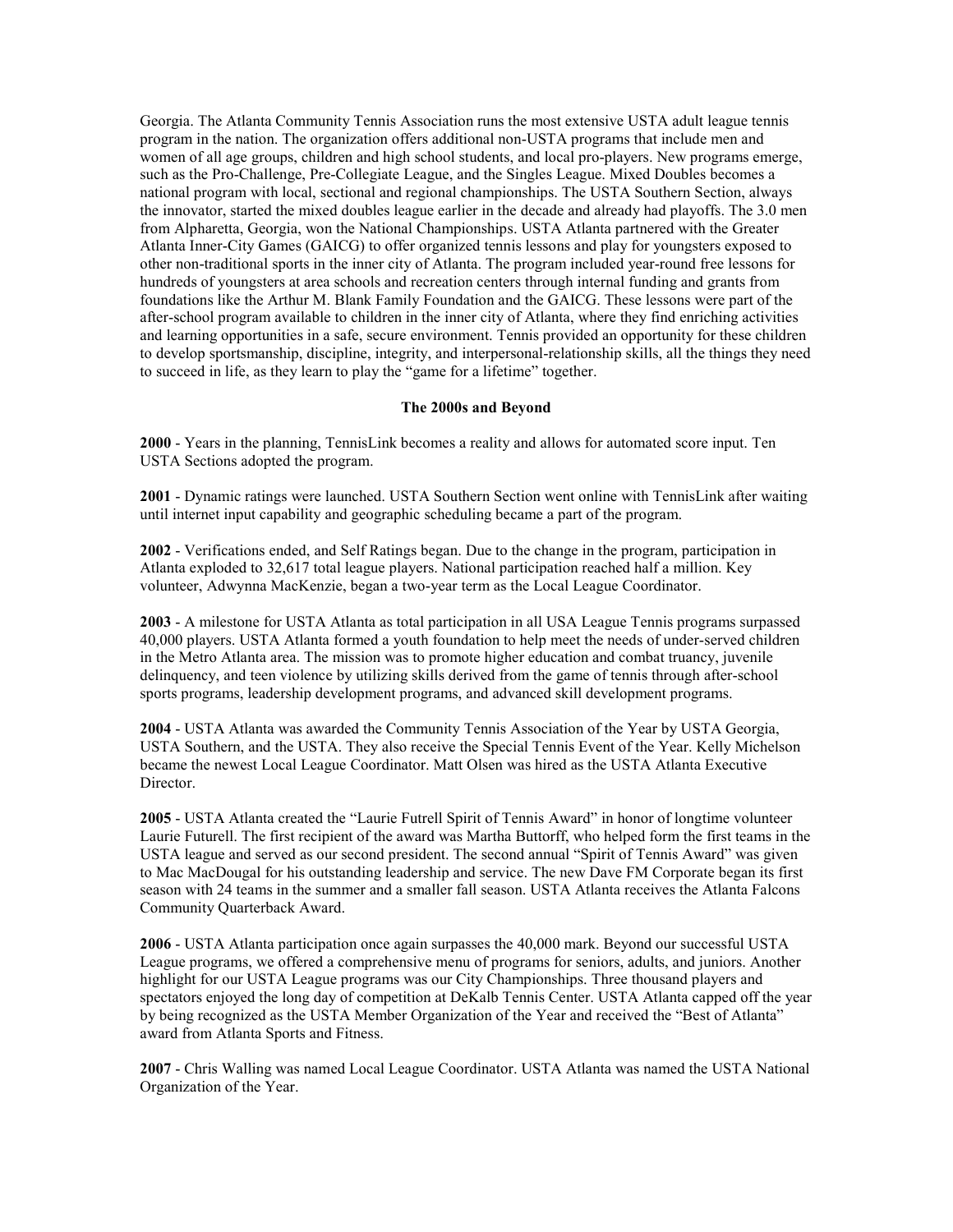Georgia. The Atlanta Community Tennis Association runs the most extensive USTA adult league tennis program in the nation. The organization offers additional non-USTA programs that include men and women of all age groups, children and high school students, and local pro-players. New programs emerge, such as the Pro-Challenge, Pre-Collegiate League, and the Singles League. Mixed Doubles becomes a national program with local, sectional and regional championships. The USTA Southern Section, always the innovator, started the mixed doubles league earlier in the decade and already had playoffs. The 3.0 men from Alpharetta, Georgia, won the National Championships. USTA Atlanta partnered with the Greater Atlanta Inner-City Games (GAICG) to offer organized tennis lessons and play for youngsters exposed to other non-traditional sports in the inner city of Atlanta. The program included year-round free lessons for hundreds of youngsters at area schools and recreation centers through internal funding and grants from foundations like the Arthur M. Blank Family Foundation and the GAICG. These lessons were part of the after-school program available to children in the inner city of Atlanta, where they find enriching activities and learning opportunities in a safe, secure environment. Tennis provided an opportunity for these children to develop sportsmanship, discipline, integrity, and interpersonal-relationship skills, all the things they need to succeed in life, as they learn to play the "game for a lifetime" together.

## The 2000s and Beyond

**2000** - Years in the planning, TennisLink becomes a reality and allows for automated score input. Ten USTA Sections adopted the program.

**2001** - Dynamic ratings were launched. USTA Southern Section went online with TennisLink after waiting until internet input capability and geographic scheduling became a part of the program.

**2002** - Verifications ended, and Self Ratings began. Due to the change in the program, participation in Atlanta exploded to 32,617 total league players. National participation reached half a million. Key volunteer, Adwynna MacKenzie, began a two-year term as the Local League Coordinator.

**2003** - A milestone for USTA Atlanta as total participation in all USA League Tennis programs surpassed 40,000 players. USTA Atlanta formed a youth foundation to help meet the needs of under-served children in the Metro Atlanta area. The mission was to promote higher education and combat truancy, juvenile delinquency, and teen violence by utilizing skills derived from the game of tennis through after-school sports programs, leadership development programs, and advanced skill development programs.

**2004** - USTA Atlanta was awarded the Community Tennis Association of the Year by USTA Georgia, USTA Southern, and the USTA. They also receive the Special Tennis Event of the Year. Kelly Michelson became the newest Local League Coordinator. Matt Olsen was hired as the USTA Atlanta Executive Director.

**2005** - USTA Atlanta created the "Laurie Futrell Spirit of Tennis Award" in honor of longtime volunteer Laurie Futurell. The first recipient of the award was Martha Buttorff, who helped form the first teams in the USTA league and served as our second president. The second annual "Spirit of Tennis Award" was given to Mac MacDougal for his outstanding leadership and service. The new Dave FM Corporate began its first season with 24 teams in the summer and a smaller fall season. USTA Atlanta receives the Atlanta Falcons Community Quarterback Award.

**2006** - USTA Atlanta participation once again surpasses the 40,000 mark. Beyond our successful USTA League programs, we offered a comprehensive menu of programs for seniors, adults, and juniors. Another highlight for our USTA League programs was our City Championships. Three thousand players and spectators enjoyed the long day of competition at DeKalb Tennis Center. USTA Atlanta capped off the year by being recognized as the USTA Member Organization of the Year and received the "Best of Atlanta" award from Atlanta Sports and Fitness.

**2007** - Chris Walling was named Local League Coordinator. USTA Atlanta was named the USTA National Organization of the Year.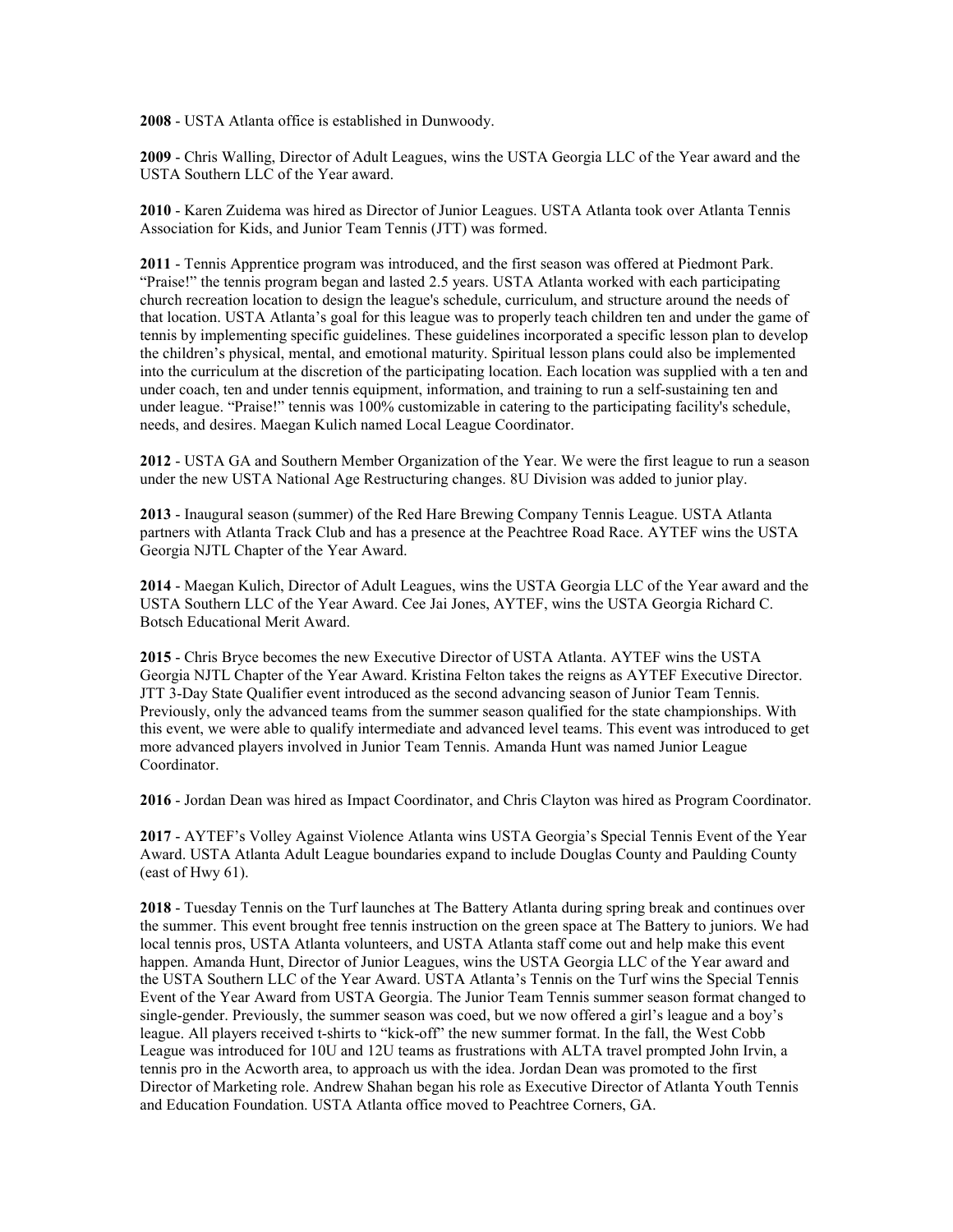**2008** - USTA Atlanta office is established in Dunwoody.

**2009** - Chris Walling, Director of Adult Leagues, wins the USTA Georgia LLC of the Year award and the USTA Southern LLC of the Year award.

**2010** - Karen Zuidema was hired as Director of Junior Leagues. USTA Atlanta took over Atlanta Tennis Association for Kids, and Junior Team Tennis (JTT) was formed.

**2011** - Tennis Apprentice program was introduced, and the first season was offered at Piedmont Park. "Praise!" the tennis program began and lasted 2.5 years. USTA Atlanta worked with each participating church recreation location to design the league's schedule, curriculum, and structure around the needs of that location. USTA Atlanta's goal for this league was to properly teach children ten and under the game of tennis by implementing specific guidelines. These guidelines incorporated a specific lesson plan to develop the children's physical, mental, and emotional maturity. Spiritual lesson plans could also be implemented into the curriculum at the discretion of the participating location. Each location was supplied with a ten and under coach, ten and under tennis equipment, information, and training to run a self-sustaining ten and under league. "Praise!" tennis was 100% customizable in catering to the participating facility's schedule, needs, and desires. Maegan Kulich named Local League Coordinator.

**2012** - USTA GA and Southern Member Organization of the Year. We were the first league to run a season under the new USTA National Age Restructuring changes. 8U Division was added to junior play.

**2013** - Inaugural season (summer) of the Red Hare Brewing Company Tennis League. USTA Atlanta partners with Atlanta Track Club and has a presence at the Peachtree Road Race. AYTEF wins the USTA Georgia NJTL Chapter of the Year Award.

**2014** - Maegan Kulich, Director of Adult Leagues, wins the USTA Georgia LLC of the Year award and the USTA Southern LLC of the Year Award. Cee Jai Jones, AYTEF, wins the USTA Georgia Richard C. Botsch Educational Merit Award.

**2015** - Chris Bryce becomes the new Executive Director of USTA Atlanta. AYTEF wins the USTA Georgia NJTL Chapter of the Year Award. Kristina Felton takes the reigns as AYTEF Executive Director. JTT 3-Day State Qualifier event introduced as the second advancing season of Junior Team Tennis. Previously, only the advanced teams from the summer season qualified for the state championships. With this event, we were able to qualify intermediate and advanced level teams. This event was introduced to get more advanced players involved in Junior Team Tennis. Amanda Hunt was named Junior League Coordinator.

**2016** - Jordan Dean was hired as Impact Coordinator, and Chris Clayton was hired as Program Coordinator.

**2017** - AYTEF's Volley Against Violence Atlanta wins USTA Georgia's Special Tennis Event of the Year Award. USTA Atlanta Adult League boundaries expand to include Douglas County and Paulding County (east of Hwy 61).

**2018** - Tuesday Tennis on the Turf launches at The Battery Atlanta during spring break and continues over the summer. This event brought free tennis instruction on the green space at The Battery to juniors. We had local tennis pros, USTA Atlanta volunteers, and USTA Atlanta staff come out and help make this event happen. Amanda Hunt, Director of Junior Leagues, wins the USTA Georgia LLC of the Year award and the USTA Southern LLC of the Year Award. USTA Atlanta's Tennis on the Turf wins the Special Tennis Event of the Year Award from USTA Georgia. The Junior Team Tennis summer season format changed to single-gender. Previously, the summer season was coed, but we now offered a girl's league and a boy's league. All players received t-shirts to "kick-off" the new summer format. In the fall, the West Cobb League was introduced for 10U and 12U teams as frustrations with ALTA travel prompted John Irvin, a tennis pro in the Acworth area, to approach us with the idea. Jordan Dean was promoted to the first Director of Marketing role. Andrew Shahan began his role as Executive Director of Atlanta Youth Tennis and Education Foundation. USTA Atlanta office moved to Peachtree Corners, GA.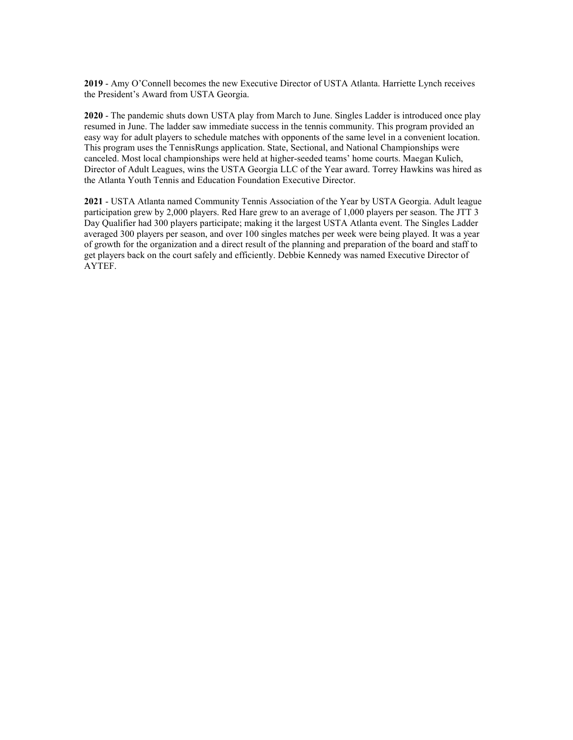**2019** - Amy O'Connell becomes the new Executive Director of USTA Atlanta. Harriette Lynch receives the President's Award from USTA Georgia.

**2020** - The pandemic shuts down USTA play from March to June. Singles Ladder is introduced once play resumed in June. The ladder saw immediate success in the tennis community. This program provided an easy way for adult players to schedule matches with opponents of the same level in a convenient location. This program uses the TennisRungs application. State, Sectional, and National Championships were canceled. Most local championships were held at higher-seeded teams' home courts. Maegan Kulich, Director of Adult Leagues, wins the USTA Georgia LLC of the Year award. Torrey Hawkins was hired as the Atlanta Youth Tennis and Education Foundation Executive Director.

**2021** - USTA Atlanta named Community Tennis Association of the Year by USTA Georgia. Adult league participation grew by 2,000 players. Red Hare grew to an average of 1,000 players per season. The JTT 3 Day Qualifier had 300 players participate; making it the largest USTA Atlanta event. The Singles Ladder averaged 300 players per season, and over 100 singles matches per week were being played. It was a year of growth for the organization and a direct result of the planning and preparation of the board and staff to get players back on the court safely and efficiently. Debbie Kennedy was named Executive Director of AYTEF.